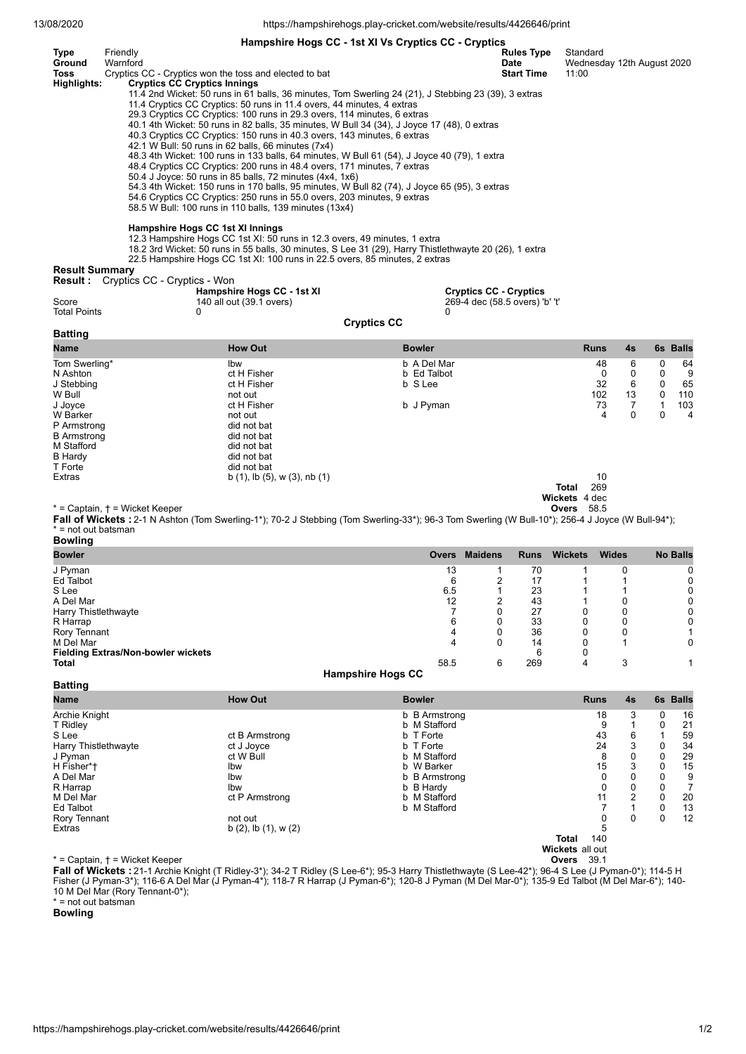## Hampshire Hogs CC - 1st XI Vs Cryptics CC - Cryptics

| | | | |
|---|---|---|---|
| **Type** | Friendly | **Rules Type** | Standard |
| **Ground** | Warnford | **Date** | Wednesday 12th August 2020 |
| **Toss** | Cryptics CC - Cryptics won the toss and elected to bat | **Start Time** | 11:00 |

**Highlights:**

**Cryptics CC Cryptics Innings**

11.4 2nd Wicket: 50 runs in 61 balls, 36 minutes, Tom Swerling 24 (21), J Stebbing 23 (39), 3 extras
11.4 Cryptics CC Cryptics: 50 runs in 11.4 overs, 44 minutes, 4 extras
29.3 Cryptics CC Cryptics: 100 runs in 29.3 overs, 114 minutes, 6 extras
40.1 4th Wicket: 50 runs in 82 balls, 35 minutes, W Bull 34 (34), J Joyce 17 (48), 0 extras
40.3 Cryptics CC Cryptics: 150 runs in 40.3 overs, 143 minutes, 6 extras
42.1 W Bull: 50 runs in 62 balls, 66 minutes (7x4)
48.3 4th Wicket: 100 runs in 133 balls, 64 minutes, W Bull 61 (54), J Joyce 40 (79), 1 extra
48.4 Cryptics CC Cryptics: 200 runs in 48.4 overs, 171 minutes, 7 extras
50.4 J Joyce: 50 runs in 85 balls, 72 minutes (4x4, 1x6)
54.3 4th Wicket: 150 runs in 170 balls, 95 minutes, W Bull 82 (74), J Joyce 65 (95), 3 extras
54.6 Cryptics CC Cryptics: 250 runs in 55.0 overs, 203 minutes, 9 extras
58.5 W Bull: 100 runs in 110 balls, 139 minutes (13x4)

**Hampshire Hogs CC 1st XI Innings**

12.3 Hampshire Hogs CC 1st XI: 50 runs in 12.3 overs, 49 minutes, 1 extra
18.2 3rd Wicket: 50 runs in 55 balls, 30 minutes, S Lee 31 (29), Harry Thistlethwayte 20 (26), 1 extra
22.5 Hampshire Hogs CC 1st XI: 100 runs in 22.5 overs, 85 minutes, 2 extras

### Result Summary

**Result :** Cryptics CC - Cryptics - Won

| | Hampshire Hogs CC - 1st XI | Cryptics CC - Cryptics |
|---|---|---|
| Score | 140 all out (39.1 overs) | 269-4 dec (58.5 overs) 'b' 't' |
| Total Points | 0 | 0 |

## Cryptics CC

### Batting

| Name | How Out | Bowler | Runs | 4s | 6s | Balls |
|---|---|---|---|---|---|---|
| Tom Swerling* | lbw | b A Del Mar | 48 | 6 | 0 | 64 |
| N Ashton | ct H Fisher | b Ed Talbot | 0 | 0 | 0 | 9 |
| J Stebbing | ct H Fisher | b S Lee | 32 | 6 | 0 | 65 |
| W Bull | not out | | 102 | 13 | 0 | 110 |
| J Joyce | ct H Fisher | b J Pyman | 73 | 7 | 1 | 103 |
| W Barker | not out | | 4 | 0 | 0 | 4 |
| P Armstrong | did not bat | | | | | |
| B Armstrong | did not bat | | | | | |
| M Stafford | did not bat | | | | | |
| B Hardy | did not bat | | | | | |
| T Forte | did not bat | | | | | |
| Extras | b (1), lb (5), w (3), nb (1) | | 10 | | | |
| | | Total | 269 | | | |
| | | Wickets | 4 dec | | | |
| | | Overs | 58.5 | | | |

* = Captain, † = Wicket Keeper

**Fall of Wickets :** 2-1 N Ashton (Tom Swerling-1*); 70-2 J Stebbing (Tom Swerling-33*); 96-3 Tom Swerling (W Bull-10*); 256-4 J Joyce (W Bull-94*);
* = not out batsman

### Bowling

| Bowler | Overs | Maidens | Runs | Wickets | Wides | No Balls |
|---|---|---|---|---|---|---|
| J Pyman | 13 | 1 | 70 | 1 | 0 | 0 |
| Ed Talbot | 6 | 2 | 17 | 1 | 1 | 0 |
| S Lee | 6.5 | 1 | 23 | 1 | 1 | 0 |
| A Del Mar | 12 | 2 | 43 | 1 | 0 | 0 |
| Harry Thistlethwayte | 7 | 0 | 27 | 0 | 0 | 0 |
| R Harrap | 6 | 0 | 33 | 0 | 0 | 0 |
| Rory Tennant | 4 | 0 | 36 | 0 | 0 | 1 |
| M Del Mar | 4 | 0 | 14 | 0 | 1 | 0 |
| **Fielding Extras/Non-bowler wickets** | | | 6 | 0 | | |
| **Total** | 58.5 | 6 | 269 | 4 | 3 | 1 |

## Hampshire Hogs CC

### Batting

| Name | How Out | Bowler | Runs | 4s | 6s | Balls |
|---|---|---|---|---|---|---|
| Archie Knight | | b B Armstrong | 18 | 3 | 0 | 16 |
| T Ridley | | b M Stafford | 9 | 1 | 0 | 21 |
| S Lee | ct B Armstrong | b T Forte | 43 | 6 | 1 | 59 |
| Harry Thistlethwayte | ct J Joyce | b T Forte | 24 | 3 | 0 | 34 |
| J Pyman | ct W Bull | b M Stafford | 8 | 0 | 0 | 29 |
| H Fisher*† | lbw | b W Barker | 15 | 3 | 0 | 15 |
| A Del Mar | lbw | b B Armstrong | 0 | 0 | 0 | 9 |
| R Harrap | lbw | b B Hardy | 0 | 0 | 0 | 7 |
| M Del Mar | ct P Armstrong | b M Stafford | 11 | 2 | 0 | 20 |
| Ed Talbot | | b M Stafford | 7 | 1 | 0 | 13 |
| Rory Tennant | not out | | 0 | 0 | 0 | 12 |
| Extras | b (2), lb (1), w (2) | | 5 | | | |
| | | Total | 140 | | | |
| | | Wickets | all out | | | |
| | | Overs | 39.1 | | | |

* = Captain, † = Wicket Keeper

**Fall of Wickets :** 21-1 Archie Knight (T Ridley-3*); 34-2 T Ridley (S Lee-6*); 95-3 Harry Thistlethwayte (S Lee-42*); 96-4 S Lee (J Pyman-0*); 114-5 H Fisher (J Pyman-3*); 116-6 A Del Mar (J Pyman-4*); 118-7 R Harrap (J Pyman-6*); 120-8 J Pyman (M Del Mar-0*); 135-9 Ed Talbot (M Del Mar-6*); 140-10 M Del Mar (Rory Tennant-0*);
* = not out batsman

### Bowling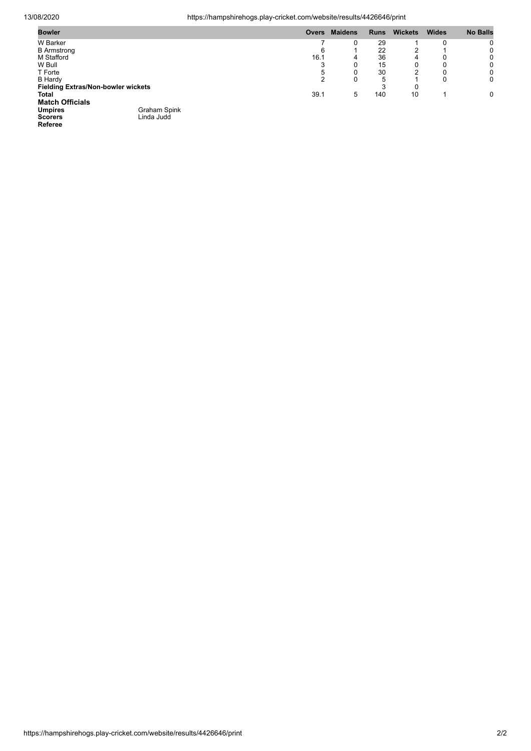| Bowler | Overs | Maidens | Runs | Wickets | Wides | No Balls |
|---|---|---|---|---|---|---|
| W Barker | 7 | 0 | 29 | 1 | 0 | 0 |
| B Armstrong | 6 | 1 | 22 | 2 | 1 | 0 |
| M Stafford | 16.1 | 4 | 36 | 4 | 0 | 0 |
| W Bull | 3 | 0 | 15 | 0 | 0 | 0 |
| T Forte | 5 | 0 | 30 | 2 | 0 | 0 |
| B Hardy | 2 | 0 | 5 | 1 | 0 | 0 |
| **Fielding Extras/Non-bowler wickets** | | | 3 | 0 | | |
| **Total** | 39.1 | 5 | 140 | 10 | 1 | 0 |

**Match Officials**

| | |
|---|---|
| **Umpires** | Graham Spink |
| **Scorers** | Linda Judd |
| **Referee** | |